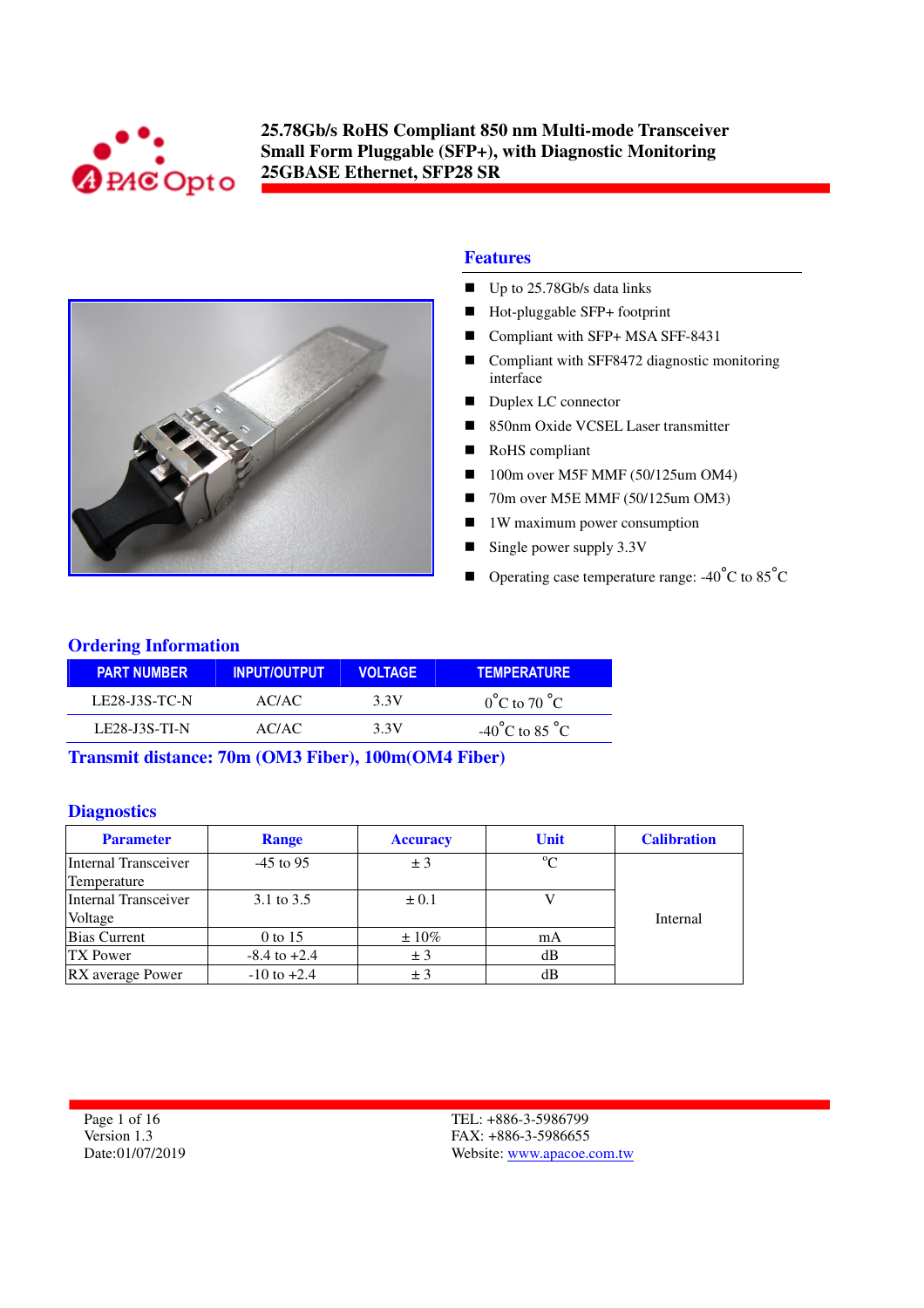# 25.78Gb/s RoHS Compliant 850 nm Multi-mode Transceiver Small Form Pluggable (SFP+), with Diagnostic Monitoring 25GBASE Ethernet, SFP28 SR

## Features

- Up to 25.78Gb/s data links
- Hot-pluggable SFP+ footprint
- Compliant with SFP+ MSA SFF-8431
- Compliant with SFF8472 diagnostic monitoring interface
- Duplex LC connector
- 850nm Oxide VCSEL Laser transmitter
- RoHS compliant
- 100m over M5F MMF (50/125um OM4)
- 70m over M5E MMF (50/125um OM3)
- 1W maximum power consumption
- Single power supply 3.3V
- Operating case temperature range: -40˚C to 85˚C

## Ordering Information

| PART NUMBER | INPUT/OUTPUT | VOLTAGE | TEMPERATURE |
|---|---|---|---|
| LE28-J3S-TC-N | AC/AC | 3.3V | 0˚C to 70 ˚C |
| LE28-J3S-TI-N | AC/AC | 3.3V | -40˚C to 85 ˚C |

**Transmit distance: 70m (OM3 Fiber), 100m(OM4 Fiber)**

## Diagnostics

| Parameter | Range | Accuracy | Unit | Calibration |
|---|---|---|---|---|
| Internal Transceiver Temperature | -45 to 95 | ± 3 | ºC | Internal |
| Internal Transceiver Voltage | 3.1 to 3.5 | ± 0.1 | V | |
| Bias Current | 0 to 15 | ± 10% | mA | |
| TX Power | -8.4 to +2.4 | ± 3 | dB | |
| RX average Power | -10 to +2.4 | ± 3 | dB | |

Version 1.3
Date:01/07/2019

TEL: +886-3-5986799
FAX: +886-3-5986655
Website: www.apacoe.com.tw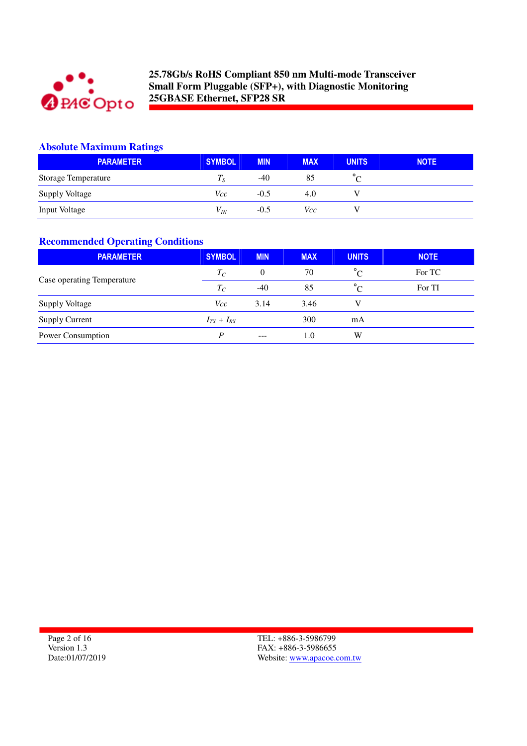## Absolute Maximum Ratings

| PARAMETER | SYMBOL | MIN | MAX | UNITS | NOTE |
|---|---|---|---|---|---|
| Storage Temperature | $T_S$ | -40 | 85 | °C | |
| Supply Voltage | $Vcc$ | -0.5 | 4.0 | V | |
| Input Voltage | $V_{IN}$ | -0.5 | $Vcc$ | V | |

## Recommended Operating Conditions

| PARAMETER | SYMBOL | MIN | MAX | UNITS | NOTE |
|---|---|---|---|---|---|
| Case operating Temperature | $T_C$ | 0 | 70 | °C | For TC |
| | $T_C$ | -40 | 85 | °C | For TI |
| Supply Voltage | $Vcc$ | 3.14 | 3.46 | V | |
| Supply Current | $I_{TX} + I_{RX}$ | | 300 | mA | |
| Power Consumption | $P$ | --- | 1.0 | W | |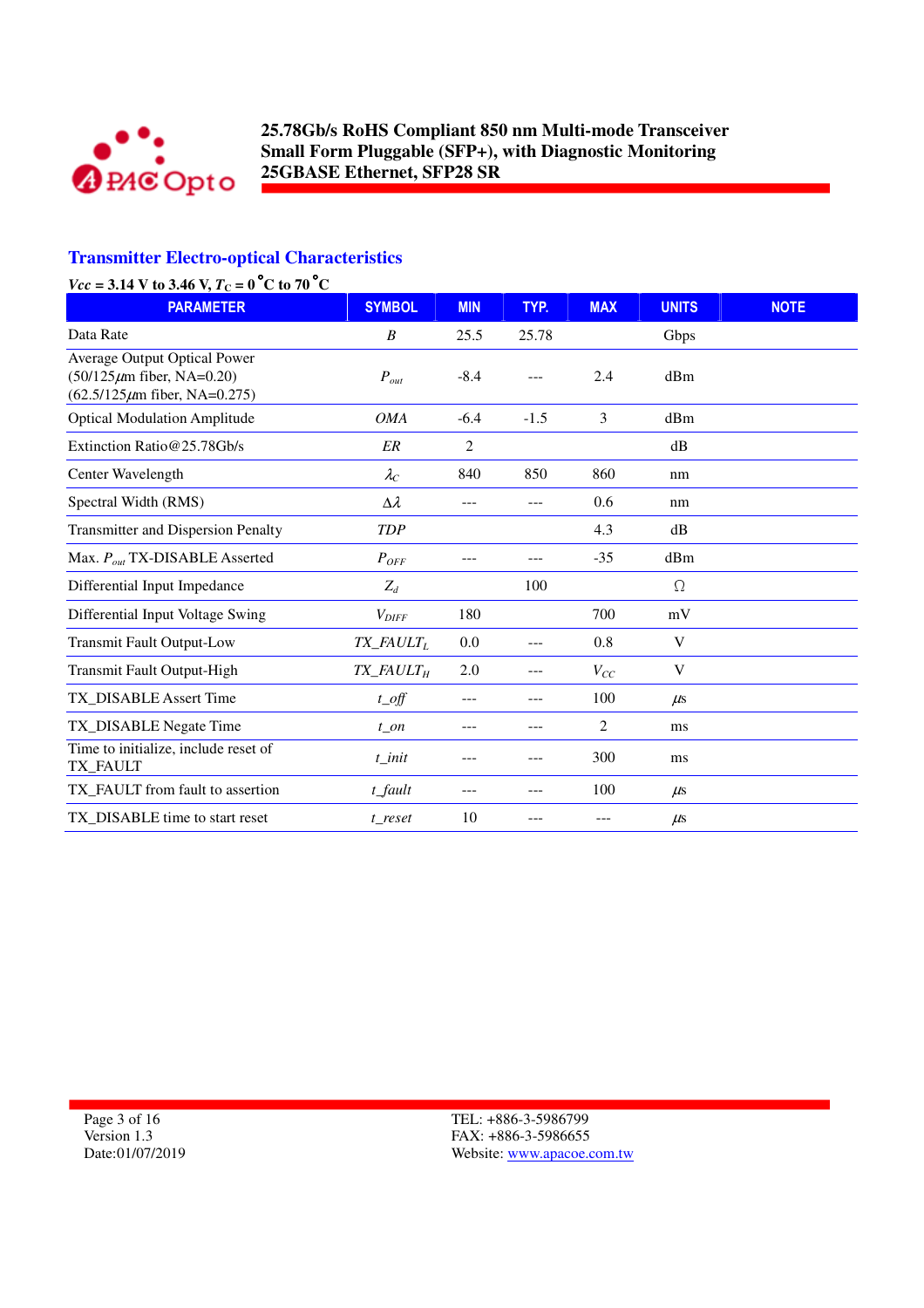## Transmitter Electro-optical Characteristics

**$V_{cc}$ = 3.14 V to 3.46 V, $T_C$ = 0 °C to 70 °C**

| PARAMETER | SYMBOL | MIN | TYP. | MAX | UNITS | NOTE |
|---|---|---|---|---|---|---|
| Data Rate | $B$ | 25.5 | 25.78 | | Gbps | |
| Average Output Optical Power (50/125$\mu$m fiber, NA=0.20) (62.5/125$\mu$m fiber, NA=0.275) | $P_{out}$ | -8.4 | --- | 2.4 | dBm | |
| Optical Modulation Amplitude | $OMA$ | -6.4 | -1.5 | 3 | dBm | |
| Extinction Ratio@25.78Gb/s | $ER$ | 2 | | | dB | |
| Center Wavelength | $\lambda_C$ | 840 | 850 | 860 | nm | |
| Spectral Width (RMS) | $\Delta\lambda$ | --- | --- | 0.6 | nm | |
| Transmitter and Dispersion Penalty | $TDP$ | | | 4.3 | dB | |
| Max. $P_{out}$ TX-DISABLE Asserted | $P_{OFF}$ | --- | --- | -35 | dBm | |
| Differential Input Impedance | $Z_d$ | | 100 | | Ω | |
| Differential Input Voltage Swing | $V_{DIFF}$ | 180 | | 700 | mV | |
| Transmit Fault Output-Low | $TX\_FAULT_L$ | 0.0 | --- | 0.8 | V | |
| Transmit Fault Output-High | $TX\_FAULT_H$ | 2.0 | --- | $V_{CC}$ | V | |
| TX_DISABLE Assert Time | $t\_off$ | --- | --- | 100 | $\mu$s | |
| TX_DISABLE Negate Time | $t\_on$ | --- | --- | 2 | ms | |
| Time to initialize, include reset of TX_FAULT | $t\_init$ | --- | --- | 300 | ms | |
| TX_FAULT from fault to assertion | $t\_fault$ | --- | --- | 100 | $\mu$s | |
| TX_DISABLE time to start reset | $t\_reset$ | 10 | --- | --- | $\mu$s | |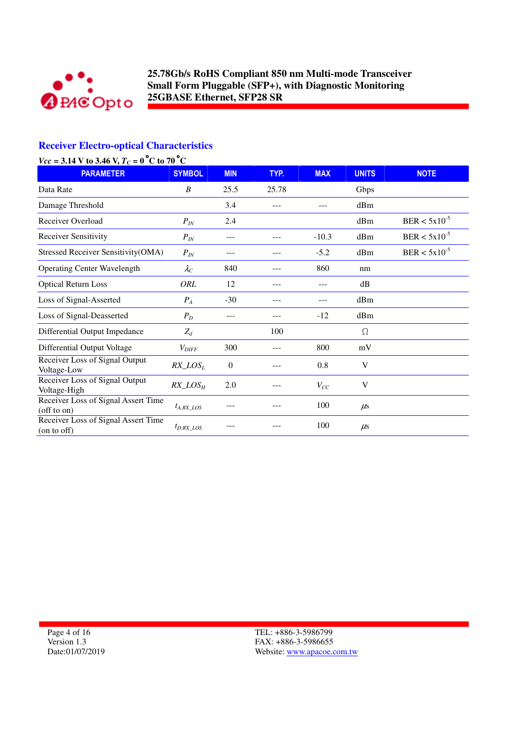## Receiver Electro-optical Characteristics

**$V_{CC}$ = 3.14 V to 3.46 V, $T_C$ = 0 °C to 70 °C**

| PARAMETER | SYMBOL | MIN | TYP. | MAX | UNITS | NOTE |
|---|---|---|---|---|---|---|
| Data Rate | $B$ | 25.5 | 25.78 | | Gbps | |
| Damage Threshold | | 3.4 | --- | --- | dBm | |
| Receiver Overload | $P_{IN}$ | 2.4 | | | dBm | BER < $5 \times 10^{-5}$ |
| Receiver Sensitivity | $P_{IN}$ | --- | --- | -10.3 | dBm | BER < $5 \times 10^{-5}$ |
| Stressed Receiver Sensitivity(OMA) | $P_{IN}$ | --- | --- | -5.2 | dBm | BER < $5 \times 10^{-5}$ |
| Operating Center Wavelength | $\lambda_C$ | 840 | --- | 860 | nm | |
| Optical Return Loss | $ORL$ | 12 | --- | --- | dB | |
| Loss of Signal-Asserted | $P_A$ | -30 | --- | --- | dBm | |
| Loss of Signal-Deasserted | $P_D$ | --- | --- | -12 | dBm | |
| Differential Output Impedance | $Z_d$ | | 100 | | Ω | |
| Differential Output Voltage | $V_{DIFF}$ | 300 | --- | 800 | mV | |
| Receiver Loss of Signal Output Voltage-Low | $RX\_LOS_L$ | 0 | --- | 0.8 | V | |
| Receiver Loss of Signal Output Voltage-High | $RX\_LOS_H$ | 2.0 | --- | $V_{CC}$ | V | |
| Receiver Loss of Signal Assert Time (off to on) | $t_{A,RX\_LOS}$ | --- | --- | 100 | µs | |
| Receiver Loss of Signal Assert Time (on to off) | $t_{D,RX\_LOS}$ | --- | --- | 100 | µs | |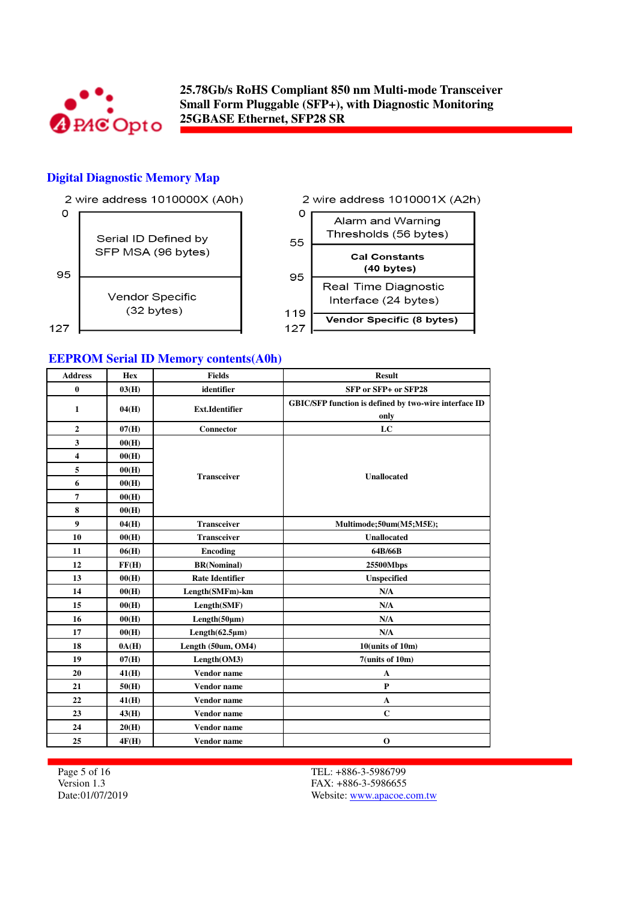## Digital Diagnostic Memory Map

| 2 wire address 1010000X (A0h) | | |
|---|---|---|
| 0 | Serial ID Defined by SFP MSA (96 bytes) | |
| 95 | Vendor Specific (32 bytes) | |
| 127 | | |

| 2 wire address 1010001X (A2h) | |
|---|---|
| 0 | Alarm and Warning Thresholds (56 bytes) |
| 55 | Cal Constants (40 bytes) |
| 95 | Real Time Diagnostic Interface (24 bytes) |
| 119 | Vendor Specific (8 bytes) |
| 127 | |

## EEPROM Serial ID Memory contents(A0h)

| Address | Hex | Fields | Result |
|---|---|---|---|
| 0 | 03(H) | identifier | SFP or SFP+ or SFP28 |
| 1 | 04(H) | Ext.Identifier | GBIC/SFP function is defined by two-wire interface ID only |
| 2 | 07(H) | Connector | LC |
| 3 | 00(H) | Transceiver | Unallocated |
| 4 | 00(H) | | |
| 5 | 00(H) | | |
| 6 | 00(H) | | |
| 7 | 00(H) | | |
| 8 | 00(H) | | |
| 9 | 04(H) | Transceiver | Multimode;50um(M5;M5E); |
| 10 | 00(H) | Transceiver | Unallocated |
| 11 | 06(H) | Encoding | 64B/66B |
| 12 | FF(H) | BR(Nominal) | 25500Mbps |
| 13 | 00(H) | Rate Identifier | Unspecified |
| 14 | 00(H) | Length(SMFm)-km | N/A |
| 15 | 00(H) | Length(SMF) | N/A |
| 16 | 00(H) | Length(50µm) | N/A |
| 17 | 00(H) | Length(62.5µm) | N/A |
| 18 | 0A(H) | Length (50um, OM4) | 10(units of 10m) |
| 19 | 07(H) | Length(OM3) | 7(units of 10m) |
| 20 | 41(H) | Vendor name | A |
| 21 | 50(H) | Vendor name | P |
| 22 | 41(H) | Vendor name | A |
| 23 | 43(H) | Vendor name | C |
| 24 | 20(H) | Vendor name | |
| 25 | 4F(H) | Vendor name | O |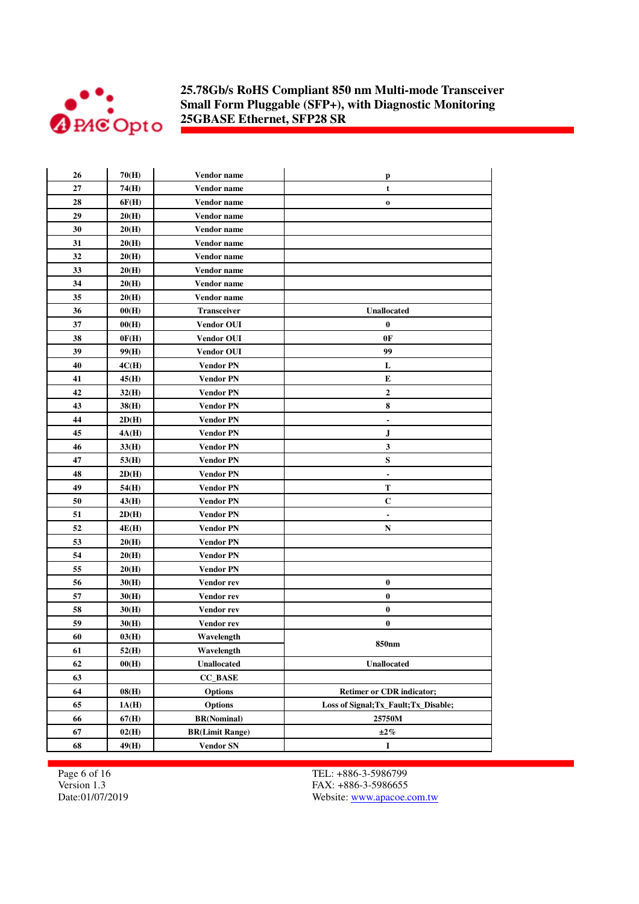| 26 | 70(H) | Vendor name | p |
|---|---|---|---|
| 27 | 74(H) | Vendor name | t |
| 28 | 6F(H) | Vendor name | o |
| 29 | 20(H) | Vendor name | |
| 30 | 20(H) | Vendor name | |
| 31 | 20(H) | Vendor name | |
| 32 | 20(H) | Vendor name | |
| 33 | 20(H) | Vendor name | |
| 34 | 20(H) | Vendor name | |
| 35 | 20(H) | Vendor name | |
| 36 | 00(H) | Transceiver | Unallocated |
| 37 | 00(H) | Vendor OUI | 0 |
| 38 | 0F(H) | Vendor OUI | 0F |
| 39 | 99(H) | Vendor OUI | 99 |
| 40 | 4C(H) | Vendor PN | L |
| 41 | 45(H) | Vendor PN | E |
| 42 | 32(H) | Vendor PN | 2 |
| 43 | 38(H) | Vendor PN | 8 |
| 44 | 2D(H) | Vendor PN | - |
| 45 | 4A(H) | Vendor PN | J |
| 46 | 33(H) | Vendor PN | 3 |
| 47 | 53(H) | Vendor PN | S |
| 48 | 2D(H) | Vendor PN | - |
| 49 | 54(H) | Vendor PN | T |
| 50 | 43(H) | Vendor PN | C |
| 51 | 2D(H) | Vendor PN | - |
| 52 | 4E(H) | Vendor PN | N |
| 53 | 20(H) | Vendor PN | |
| 54 | 20(H) | Vendor PN | |
| 55 | 20(H) | Vendor PN | |
| 56 | 30(H) | Vendor rev | 0 |
| 57 | 30(H) | Vendor rev | 0 |
| 58 | 30(H) | Vendor rev | 0 |
| 59 | 30(H) | Vendor rev | 0 |
| 60 | 03(H) | Wavelength | 850nm |
| 61 | 52(H) | Wavelength | |
| 62 | 00(H) | Unallocated | Unallocated |
| 63 | | CC_BASE | |
| 64 | 08(H) | Options | Retimer or CDR indicator; |
| 65 | 1A(H) | Options | Loss of Signal;Tx_Fault;Tx_Disable; |
| 66 | 67(H) | BR(Nominal) | 25750M |
| 67 | 02(H) | BR(Limit Range) | ±2% |
| 68 | 49(H) | Vendor SN | I |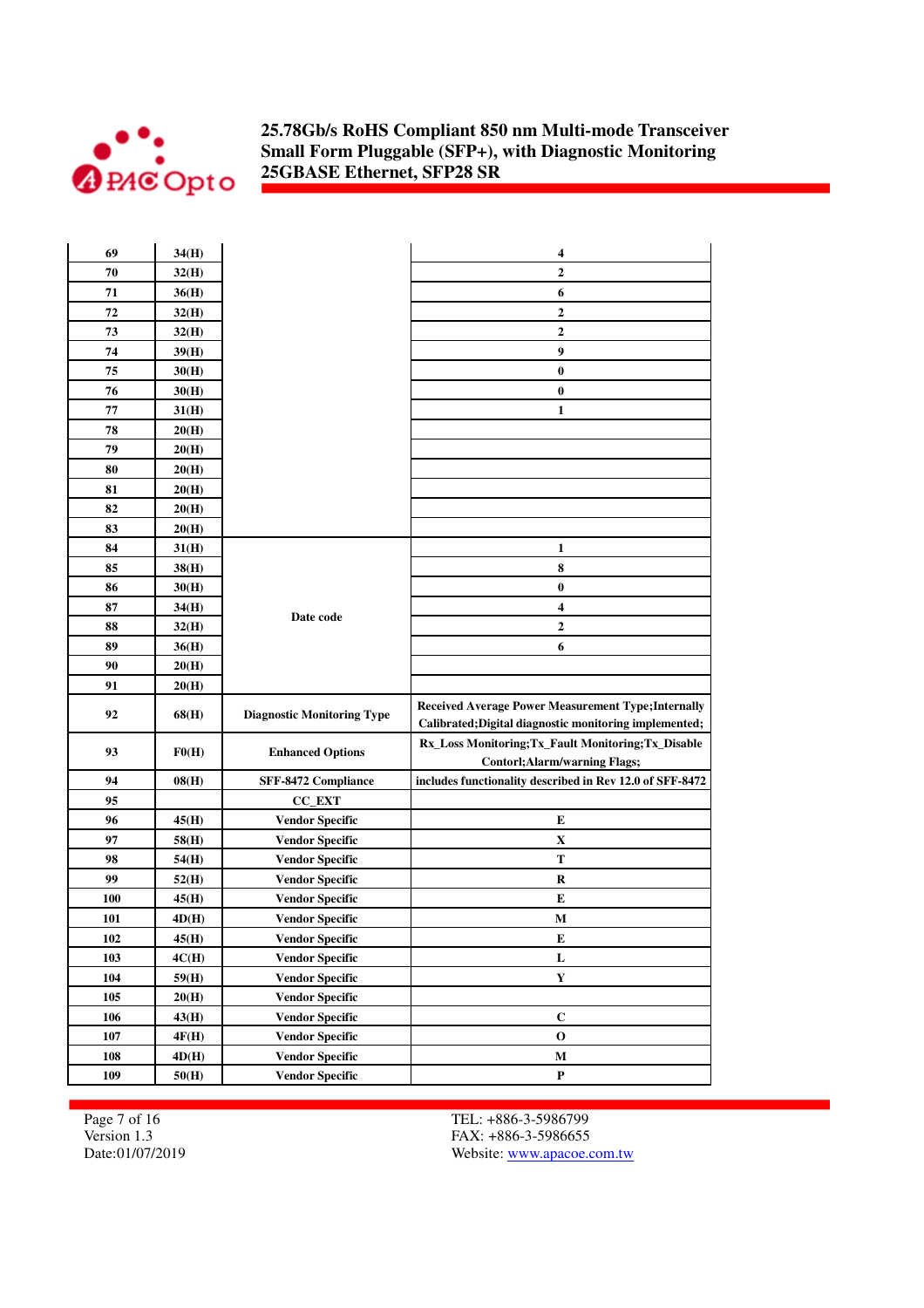| | | | |
|---|---|---|---|
| 69 | 34(H) | | 4 |
| 70 | 32(H) | | 2 |
| 71 | 36(H) | | 6 |
| 72 | 32(H) | | 2 |
| 73 | 32(H) | | 2 |
| 74 | 39(H) | | 9 |
| 75 | 30(H) | | 0 |
| 76 | 30(H) | | 0 |
| 77 | 31(H) | | 1 |
| 78 | 20(H) | | |
| 79 | 20(H) | | |
| 80 | 20(H) | | |
| 81 | 20(H) | | |
| 82 | 20(H) | | |
| 83 | 20(H) | | |
| 84 | 31(H) | Date code | 1 |
| 85 | 38(H) | | 8 |
| 86 | 30(H) | | 0 |
| 87 | 34(H) | | 4 |
| 88 | 32(H) | | 2 |
| 89 | 36(H) | | 6 |
| 90 | 20(H) | | |
| 91 | 20(H) | | |
| 92 | 68(H) | Diagnostic Monitoring Type | Received Average Power Measurement Type;Internally Calibrated;Digital diagnostic monitoring implemented; |
| 93 | F0(H) | Enhanced Options | Rx_Loss Monitoring;Tx_Fault Monitoring;Tx_Disable Contorl;Alarm/warning Flags; |
| 94 | 08(H) | SFF-8472 Compliance | includes functionality described in Rev 12.0 of SFF-8472 |
| 95 | | CC_EXT | |
| 96 | 45(H) | Vendor Specific | E |
| 97 | 58(H) | Vendor Specific | X |
| 98 | 54(H) | Vendor Specific | T |
| 99 | 52(H) | Vendor Specific | R |
| 100 | 45(H) | Vendor Specific | E |
| 101 | 4D(H) | Vendor Specific | M |
| 102 | 45(H) | Vendor Specific | E |
| 103 | 4C(H) | Vendor Specific | L |
| 104 | 59(H) | Vendor Specific | Y |
| 105 | 20(H) | Vendor Specific | |
| 106 | 43(H) | Vendor Specific | C |
| 107 | 4F(H) | Vendor Specific | O |
| 108 | 4D(H) | Vendor Specific | M |
| 109 | 50(H) | Vendor Specific | P |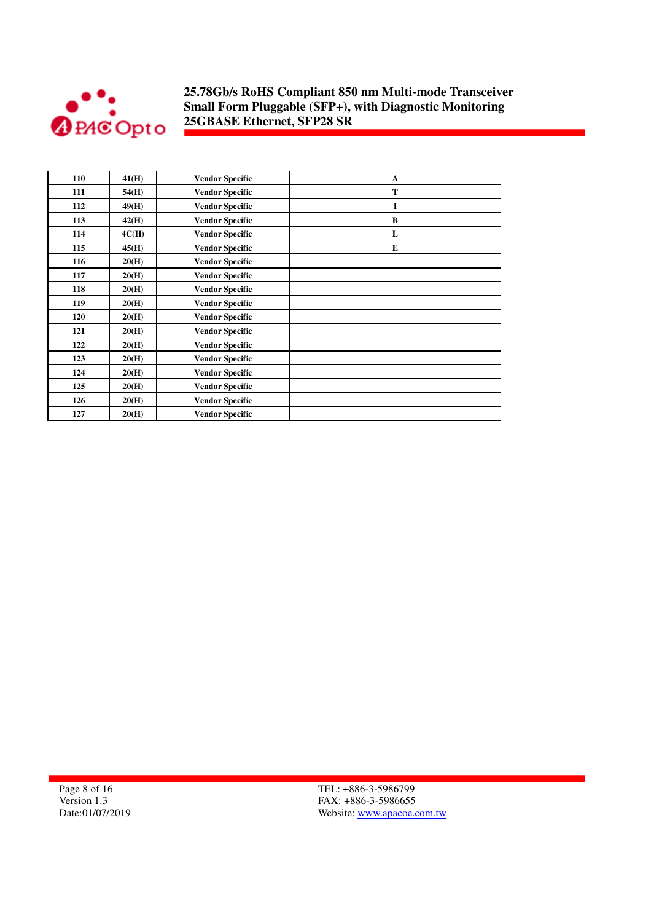| 110 | 41(H) | Vendor Specific | A |
|---|---|---|---|
| 111 | 54(H) | Vendor Specific | T |
| 112 | 49(H) | Vendor Specific | I |
| 113 | 42(H) | Vendor Specific | B |
| 114 | 4C(H) | Vendor Specific | L |
| 115 | 45(H) | Vendor Specific | E |
| 116 | 20(H) | Vendor Specific | |
| 117 | 20(H) | Vendor Specific | |
| 118 | 20(H) | Vendor Specific | |
| 119 | 20(H) | Vendor Specific | |
| 120 | 20(H) | Vendor Specific | |
| 121 | 20(H) | Vendor Specific | |
| 122 | 20(H) | Vendor Specific | |
| 123 | 20(H) | Vendor Specific | |
| 124 | 20(H) | Vendor Specific | |
| 125 | 20(H) | Vendor Specific | |
| 126 | 20(H) | Vendor Specific | |
| 127 | 20(H) | Vendor Specific | |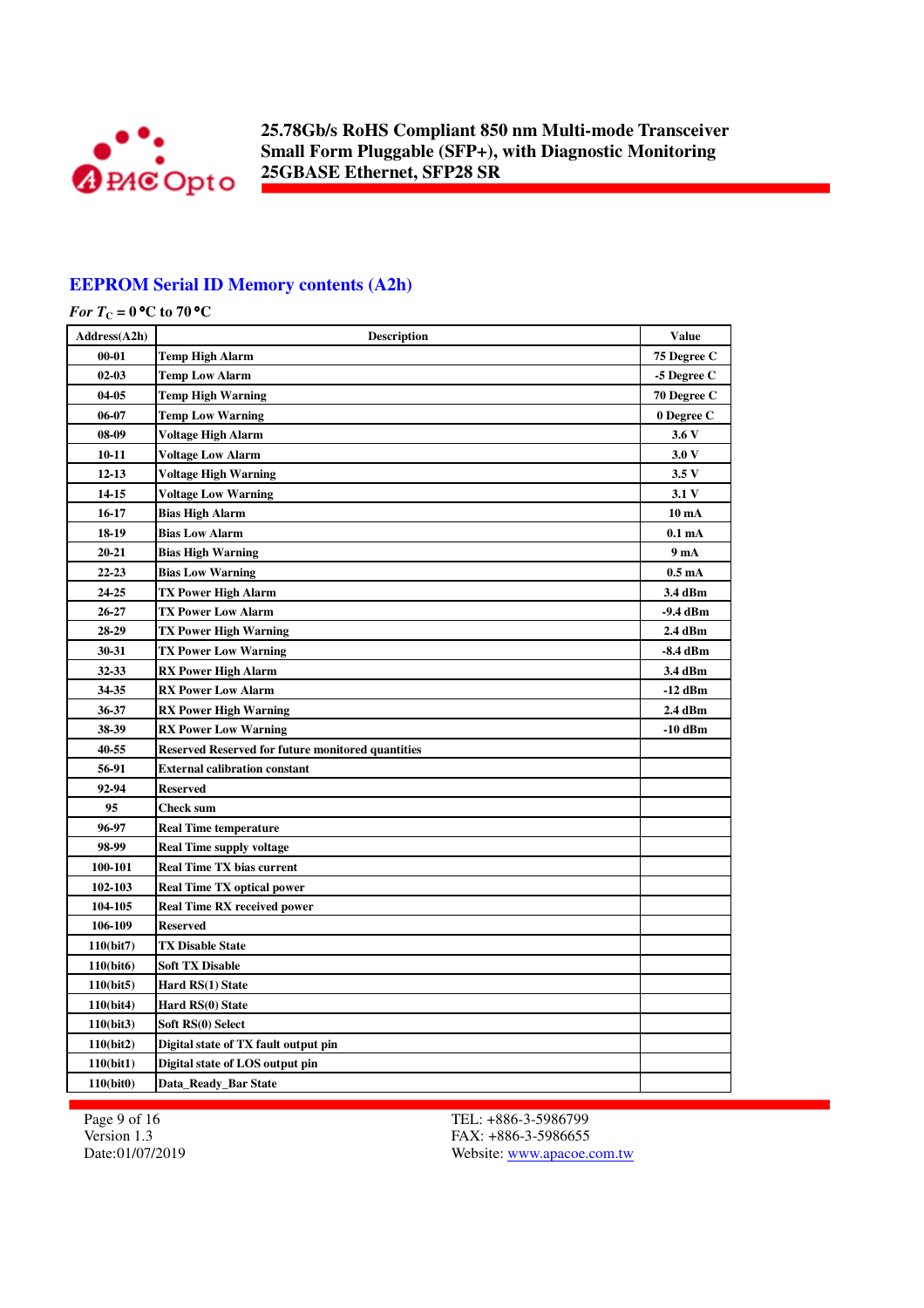## EEPROM Serial ID Memory contents (A2h)

***For*** $T_C$ **= 0 °C to 70 °C**

| Address(A2h) | Description | Value |
|---|---|---|
| 00-01 | Temp High Alarm | 75 Degree C |
| 02-03 | Temp Low Alarm | -5 Degree C |
| 04-05 | Temp High Warning | 70 Degree C |
| 06-07 | Temp Low Warning | 0 Degree C |
| 08-09 | Voltage High Alarm | 3.6 V |
| 10-11 | Voltage Low Alarm | 3.0 V |
| 12-13 | Voltage High Warning | 3.5 V |
| 14-15 | Voltage Low Warning | 3.1 V |
| 16-17 | Bias High Alarm | 10 mA |
| 18-19 | Bias Low Alarm | 0.1 mA |
| 20-21 | Bias High Warning | 9 mA |
| 22-23 | Bias Low Warning | 0.5 mA |
| 24-25 | TX Power High Alarm | 3.4 dBm |
| 26-27 | TX Power Low Alarm | -9.4 dBm |
| 28-29 | TX Power High Warning | 2.4 dBm |
| 30-31 | TX Power Low Warning | -8.4 dBm |
| 32-33 | RX Power High Alarm | 3.4 dBm |
| 34-35 | RX Power Low Alarm | -12 dBm |
| 36-37 | RX Power High Warning | 2.4 dBm |
| 38-39 | RX Power Low Warning | -10 dBm |
| 40-55 | Reserved Reserved for future monitored quantities | |
| 56-91 | External calibration constant | |
| 92-94 | Reserved | |
| 95 | Check sum | |
| 96-97 | Real Time temperature | |
| 98-99 | Real Time supply voltage | |
| 100-101 | Real Time TX bias current | |
| 102-103 | Real Time TX optical power | |
| 104-105 | Real Time RX received power | |
| 106-109 | Reserved | |
| 110(bit7) | TX Disable State | |
| 110(bit6) | Soft TX Disable | |
| 110(bit5) | Hard RS(1) State | |
| 110(bit4) | Hard RS(0) State | |
| 110(bit3) | Soft RS(0) Select | |
| 110(bit2) | Digital state of TX fault output pin | |
| 110(bit1) | Digital state of LOS output pin | |
| 110(bit0) | Data_Ready_Bar State | |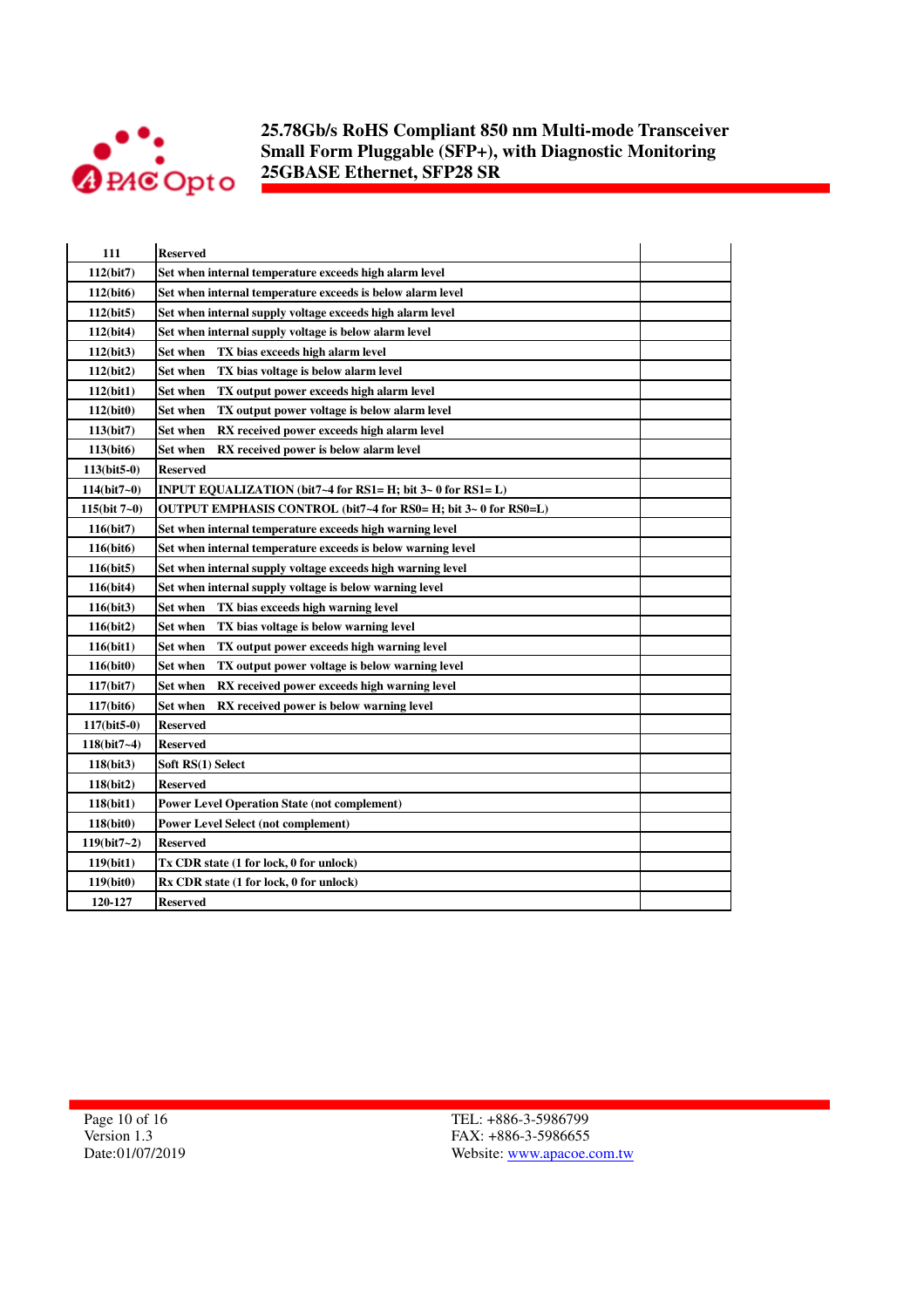| 111 | Reserved | |
|---|---|---|
| 112(bit7) | Set when internal temperature exceeds high alarm level | |
| 112(bit6) | Set when internal temperature exceeds is below alarm level | |
| 112(bit5) | Set when internal supply voltage exceeds high alarm level | |
| 112(bit4) | Set when internal supply voltage is below alarm level | |
| 112(bit3) | Set when TX bias exceeds high alarm level | |
| 112(bit2) | Set when TX bias voltage is below alarm level | |
| 112(bit1) | Set when TX output power exceeds high alarm level | |
| 112(bit0) | Set when TX output power voltage is below alarm level | |
| 113(bit7) | Set when RX received power exceeds high alarm level | |
| 113(bit6) | Set when RX received power is below alarm level | |
| 113(bit5-0) | Reserved | |
| 114(bit7~0) | INPUT EQUALIZATION (bit7~4 for RS1= H; bit 3~ 0 for RS1= L) | |
| 115(bit 7~0) | OUTPUT EMPHASIS CONTROL (bit7~4 for RS0= H; bit 3~ 0 for RS0=L) | |
| 116(bit7) | Set when internal temperature exceeds high warning level | |
| 116(bit6) | Set when internal temperature exceeds is below warning level | |
| 116(bit5) | Set when internal supply voltage exceeds high warning level | |
| 116(bit4) | Set when internal supply voltage is below warning level | |
| 116(bit3) | Set when TX bias exceeds high warning level | |
| 116(bit2) | Set when TX bias voltage is below warning level | |
| 116(bit1) | Set when TX output power exceeds high warning level | |
| 116(bit0) | Set when TX output power voltage is below warning level | |
| 117(bit7) | Set when RX received power exceeds high warning level | |
| 117(bit6) | Set when RX received power is below warning level | |
| 117(bit5-0) | Reserved | |
| 118(bit7~4) | Reserved | |
| 118(bit3) | Soft RS(1) Select | |
| 118(bit2) | Reserved | |
| 118(bit1) | Power Level Operation State (not complement) | |
| 118(bit0) | Power Level Select (not complement) | |
| 119(bit7~2) | Reserved | |
| 119(bit1) | Tx CDR state (1 for lock, 0 for unlock) | |
| 119(bit0) | Rx CDR state (1 for lock, 0 for unlock) | |
| 120-127 | Reserved | |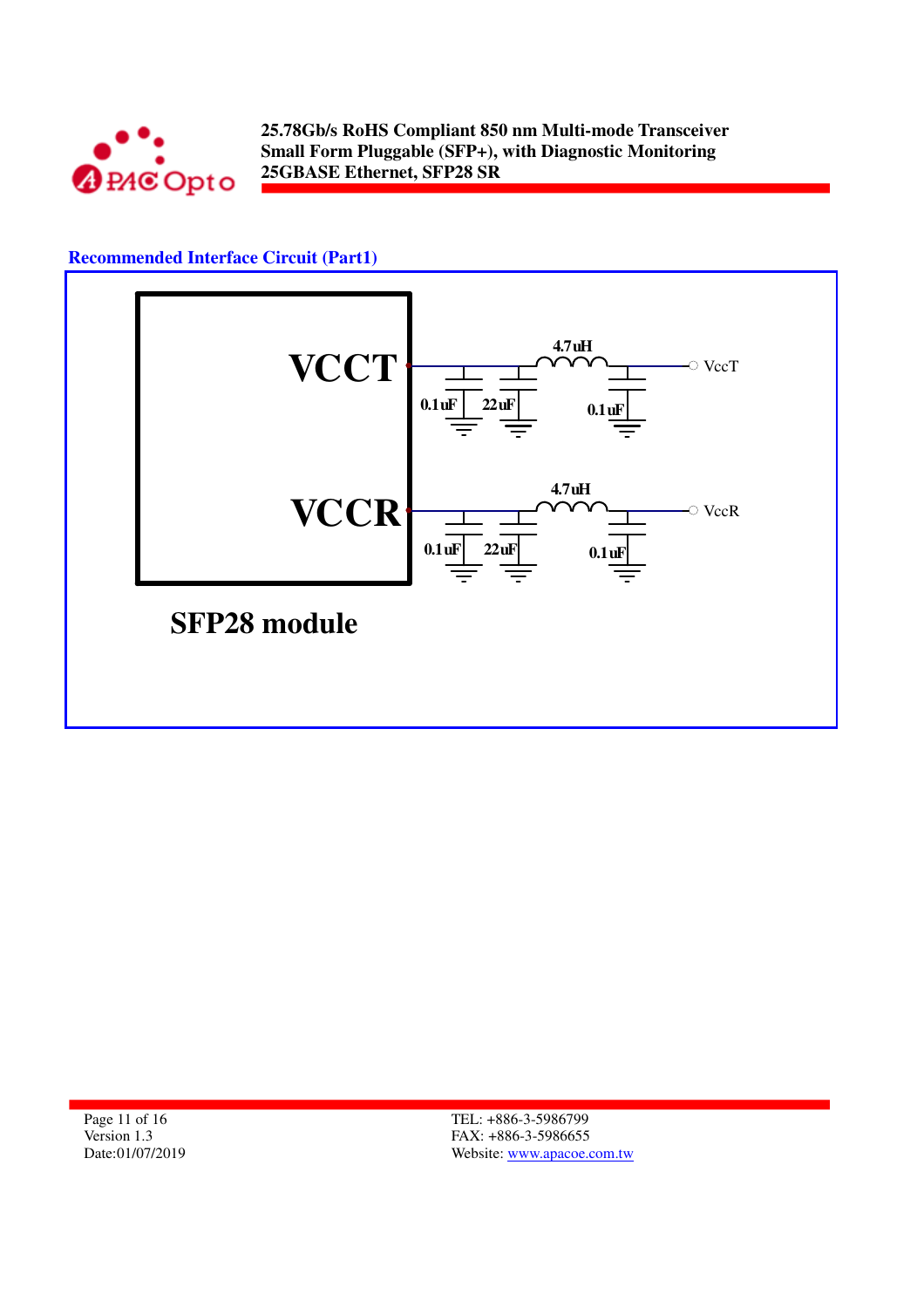## Recommended Interface Circuit (Part1)

VCCT

VCCR

4.7uH

VccT

0.1uF 22uF 0.1uF

4.7uH

VccR

0.1uF 22uF 0.1uF

SFP28 module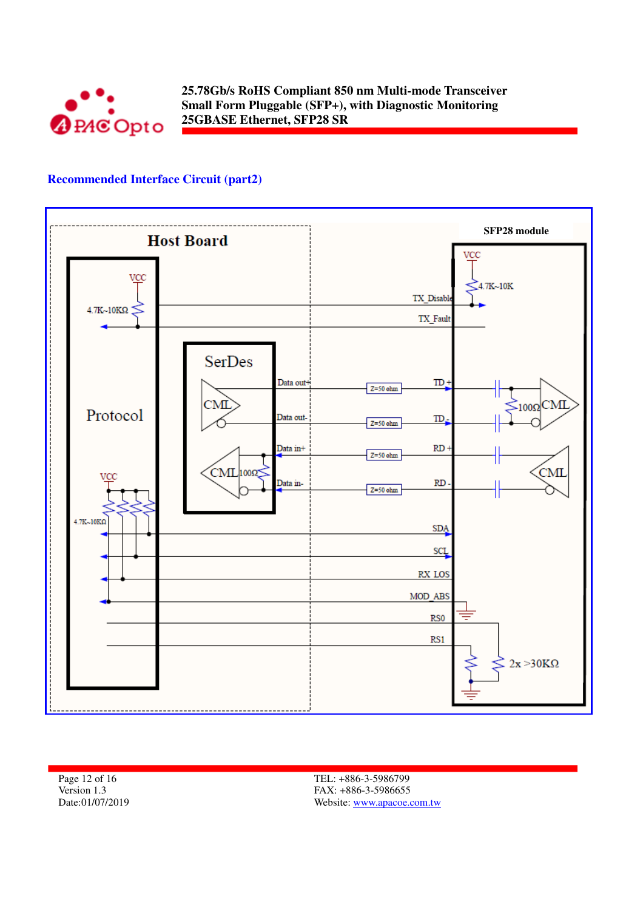## Recommended Interface Circuit (part2)

Host Board

SFP28 module

VCC

4.7K~10KΩ

Protocol

SerDes

CML

Data out+

Data out-

Data in+

Data in-

100Ω

Z=50 ohm

TD +

TD -

RD +

RD -

TX_Disable

TX_Fault

4.7K~10K

SDA

SCL

RX_LOS

MOD_ABS

RS0

RS1

2x >30KΩ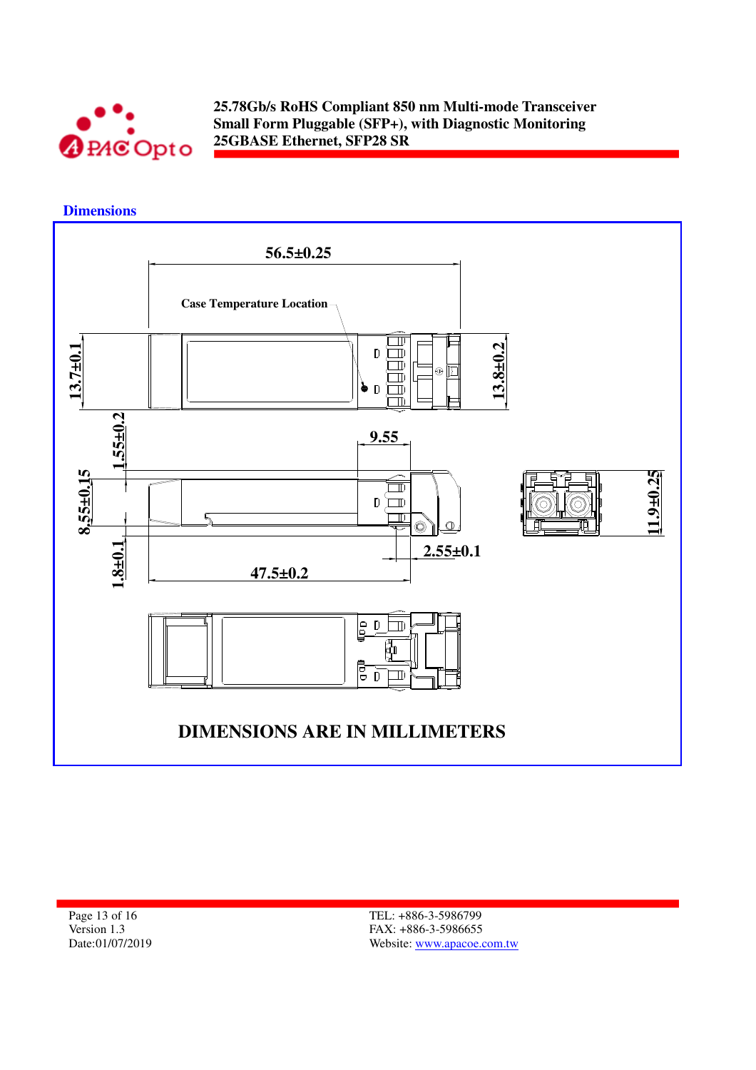## Dimensions

56.5±0.25

Case Temperature Location

13.7±0.1

13.8±0.2

1.55±0.2

9.55

8.55±0.15

11.9±0.25

1.8±0.1

2.55±0.1

47.5±0.2

**DIMENSIONS ARE IN MILLIMETERS**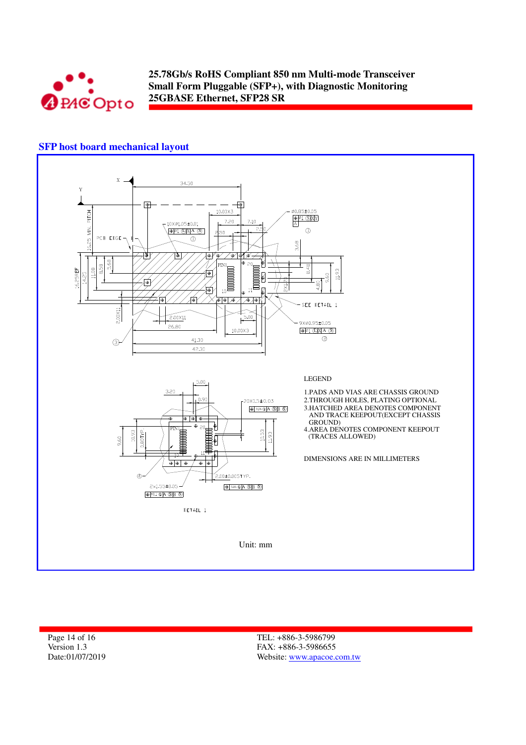## SFP host board mechanical layout

LEGEND

1.PADS AND VIAS ARE CHASSIS GROUND
2.THROUGH HOLES, PLATING OPTIONAL
3.HATCHED AREA DENOTES COMPONENT AND TRACE KEEPOUT(EXCEPT CHASSIS GROUND)
4.AREA DENOTES COMPONENT KEEPOUT (TRACES ALLOWED)

DIMENSIONS ARE IN MILLIMETERS

Unit: mm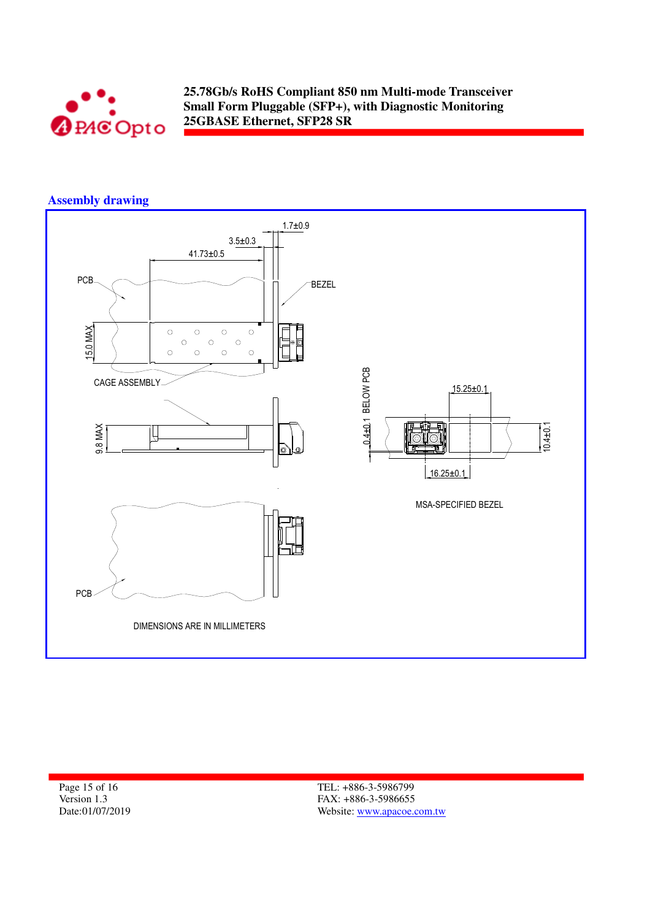## Assembly drawing

1.7±0.9

3.5±0.3

41.73±0.5

PCB

BEZEL

15.0 MAX

CAGE ASSEMBLY

9.8 MAX

0.4±0.1 BELOW PCB

15.25±0.1

10.4±0.1

16.25±0.1

MSA-SPECIFIED BEZEL

PCB

DIMENSIONS ARE IN MILLIMETERS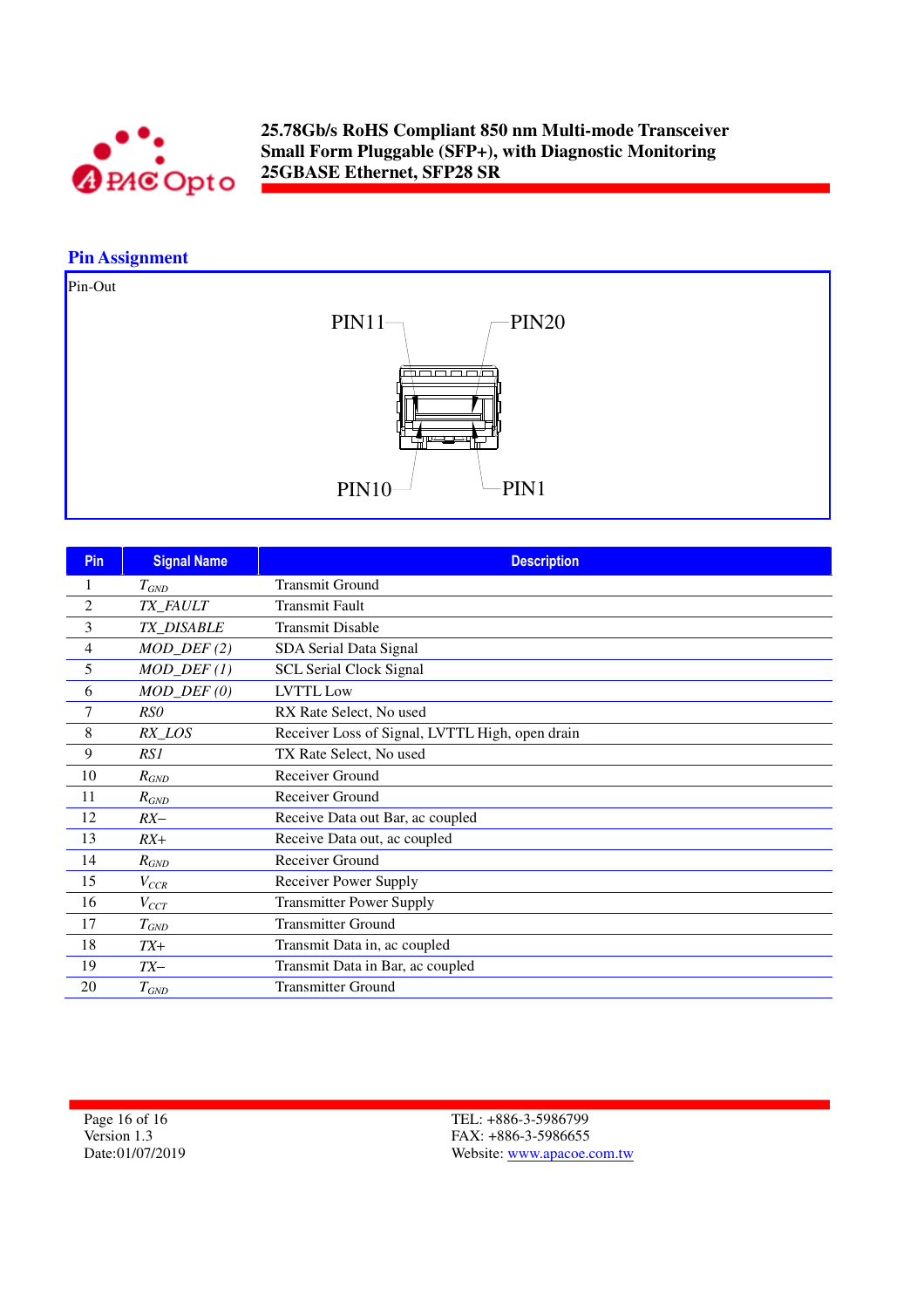## Pin Assignment

Pin-Out

PIN11

PIN20

PIN10

PIN1

| Pin | Signal Name | Description |
|---|---|---|
| 1 | $T_{GND}$ | Transmit Ground |
| 2 | *TX_FAULT* | Transmit Fault |
| 3 | *TX_DISABLE* | Transmit Disable |
| 4 | *MOD_DEF (2)* | SDA Serial Data Signal |
| 5 | *MOD_DEF (1)* | SCL Serial Clock Signal |
| 6 | *MOD_DEF (0)* | LVTTL Low |
| 7 | *RS0* | RX Rate Select, No used |
| 8 | *RX_LOS* | Receiver Loss of Signal, LVTTL High, open drain |
| 9 | *RS1* | TX Rate Select, No used |
| 10 | $R_{GND}$ | Receiver Ground |
| 11 | $R_{GND}$ | Receiver Ground |
| 12 | *RX–* | Receive Data out Bar, ac coupled |
| 13 | *RX+* | Receive Data out, ac coupled |
| 14 | $R_{GND}$ | Receiver Ground |
| 15 | $V_{CCR}$ | Receiver Power Supply |
| 16 | $V_{CCT}$ | Transmitter Power Supply |
| 17 | $T_{GND}$ | Transmitter Ground |
| 18 | *TX+* | Transmit Data in, ac coupled |
| 19 | *TX–* | Transmit Data in Bar, ac coupled |
| 20 | $T_{GND}$ | Transmitter Ground |